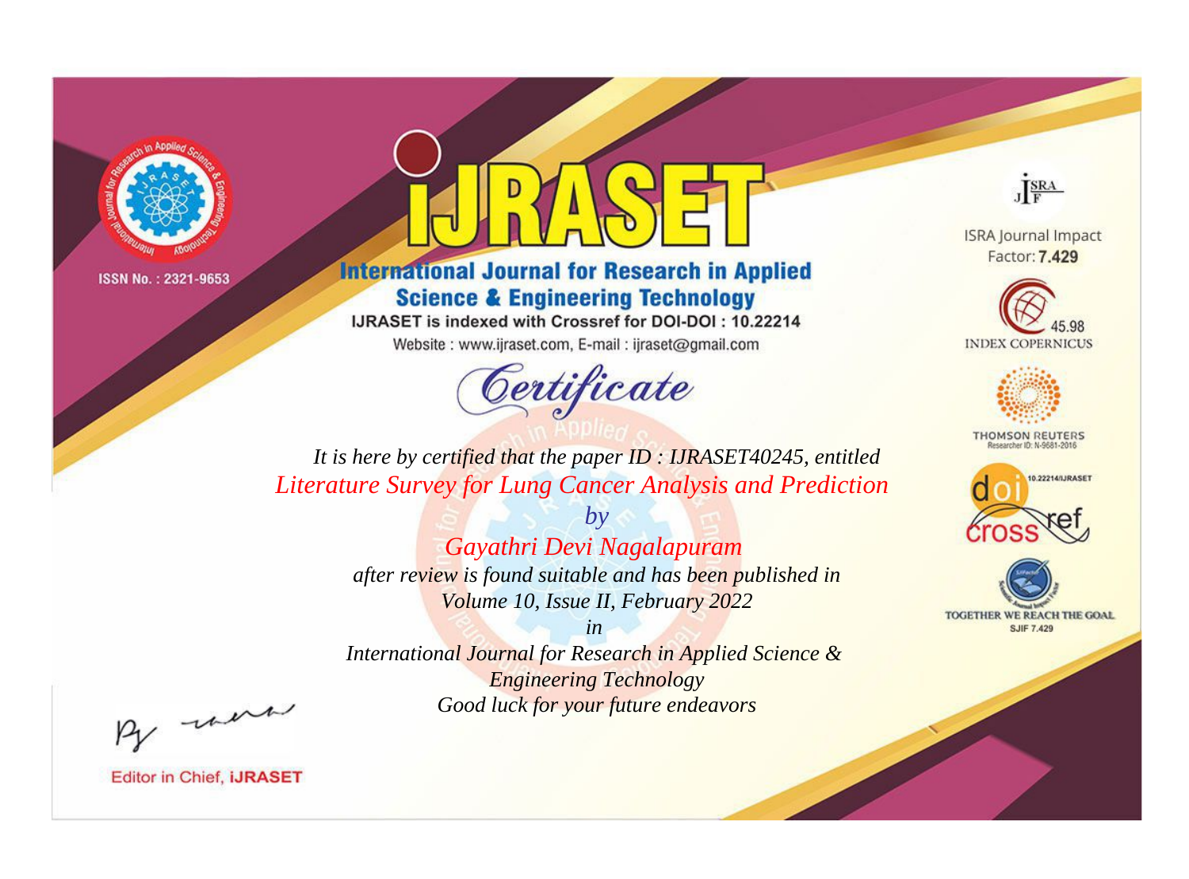ISSN No. : 2321-9653

# IJRASET

## International Journal for Research in Applied Science & Engineering Technology

IJRASET is indexed with Crossref for DOI-DOI : 10.22214

Website : www.ijraset.com, E-mail : ijraset@gmail.com

ISRA Journal Impact Factor: **7.429**

45.98 INDEX COPERNICUS

THOMSON REUTERS Researcher ID: N-9681-2016

10.22214/IJRASET

TOGETHER WE REACH THE GOAL SJIF 7.429

# *Certificate*

*It is here by certified that the paper ID : IJRASET40245, entitled*

*Literature Survey for Lung Cancer Analysis and Prediction*

*by*

*Gayathri Devi Nagalapuram*

*after review is found suitable and has been published in*

*Volume 10, Issue II, February 2022*

*in*

*International Journal for Research in Applied Science & Engineering Technology*

*Good luck for your future endeavors*

Editor in Chief, **IJRASET**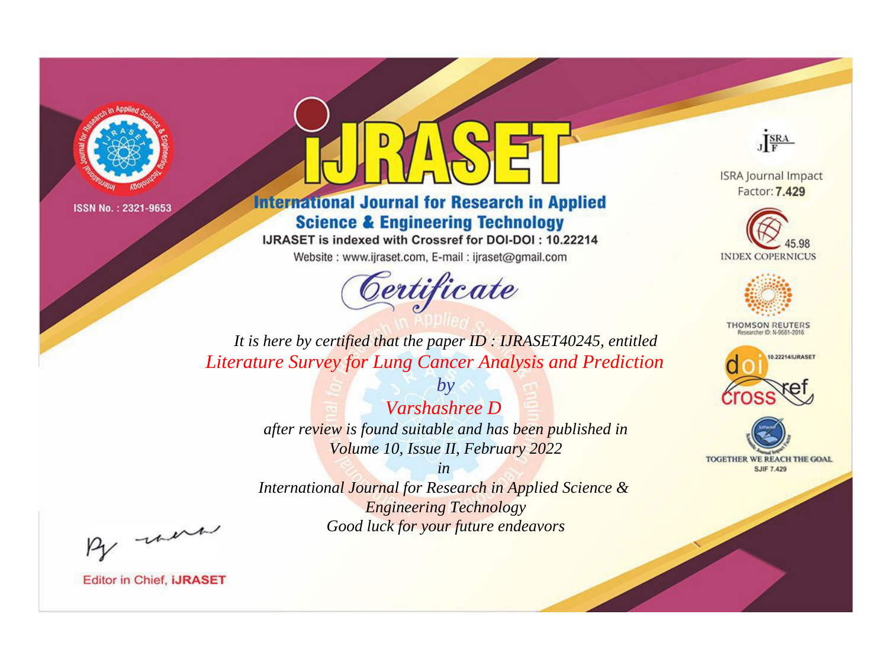ISSN No. : 2321-9653

# iJRASET

## International Journal for Research in Applied Science & Engineering Technology

IJRASET is indexed with Crossref for DOI-DOI : 10.22214

Website : www.ijraset.com, E-mail : ijraset@gmail.com

# Certificate

*It is here by certified that the paper ID : IJRASET40245, entitled*

*Literature Survey for Lung Cancer Analysis and Prediction*

*by*

*Varshashree D*

*after review is found suitable and has been published in*

*Volume 10, Issue II, February 2022*

*in*

*International Journal for Research in Applied Science & Engineering Technology*

*Good luck for your future endeavors*

ISRA Journal Impact Factor: **7.429**

45.98 INDEX COPERNICUS

THOMSON REUTERS Researcher ID: N-9681-2016

10.22214/IJRASET

TOGETHER WE REACH THE GOAL SJIF 7.429

Editor in Chief, **iJRASET**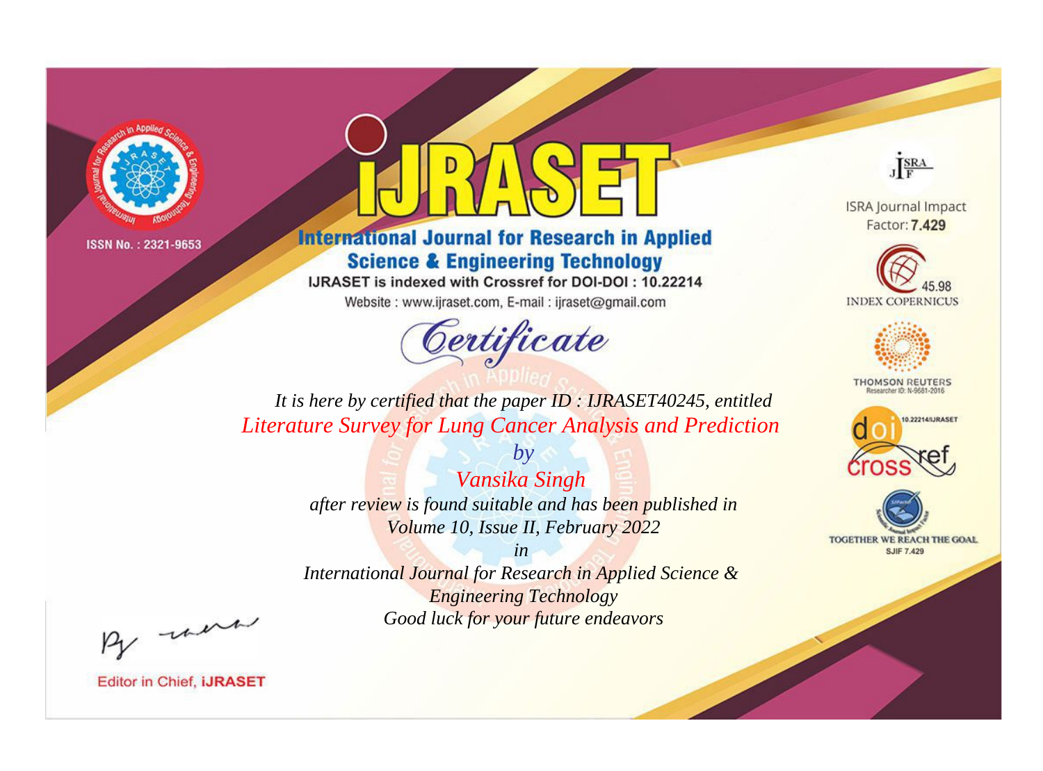ISSN No. : 2321-9653

# iJRASET

## International Journal for Research in Applied Science & Engineering Technology

IJRASET is indexed with Crossref for DOI-DOI : 10.22214

Website : www.ijraset.com, E-mail : ijraset@gmail.com

*Certificate*

*It is here by certified that the paper ID : IJRASET40245, entitled*

*Literature Survey for Lung Cancer Analysis and Prediction*

*by*

*Vansika Singh*

*after review is found suitable and has been published in*

*Volume 10, Issue II, February 2022*

*in*

*International Journal for Research in Applied Science & Engineering Technology*

*Good luck for your future endeavors*

ISRA Journal Impact Factor: **7.429**

45.98 INDEX COPERNICUS

THOMSON REUTERS Researcher ID: N-9681-2016

10.22214/IJRASET

TOGETHER WE REACH THE GOAL SJIF 7.429

Editor in Chief, **iJRASET**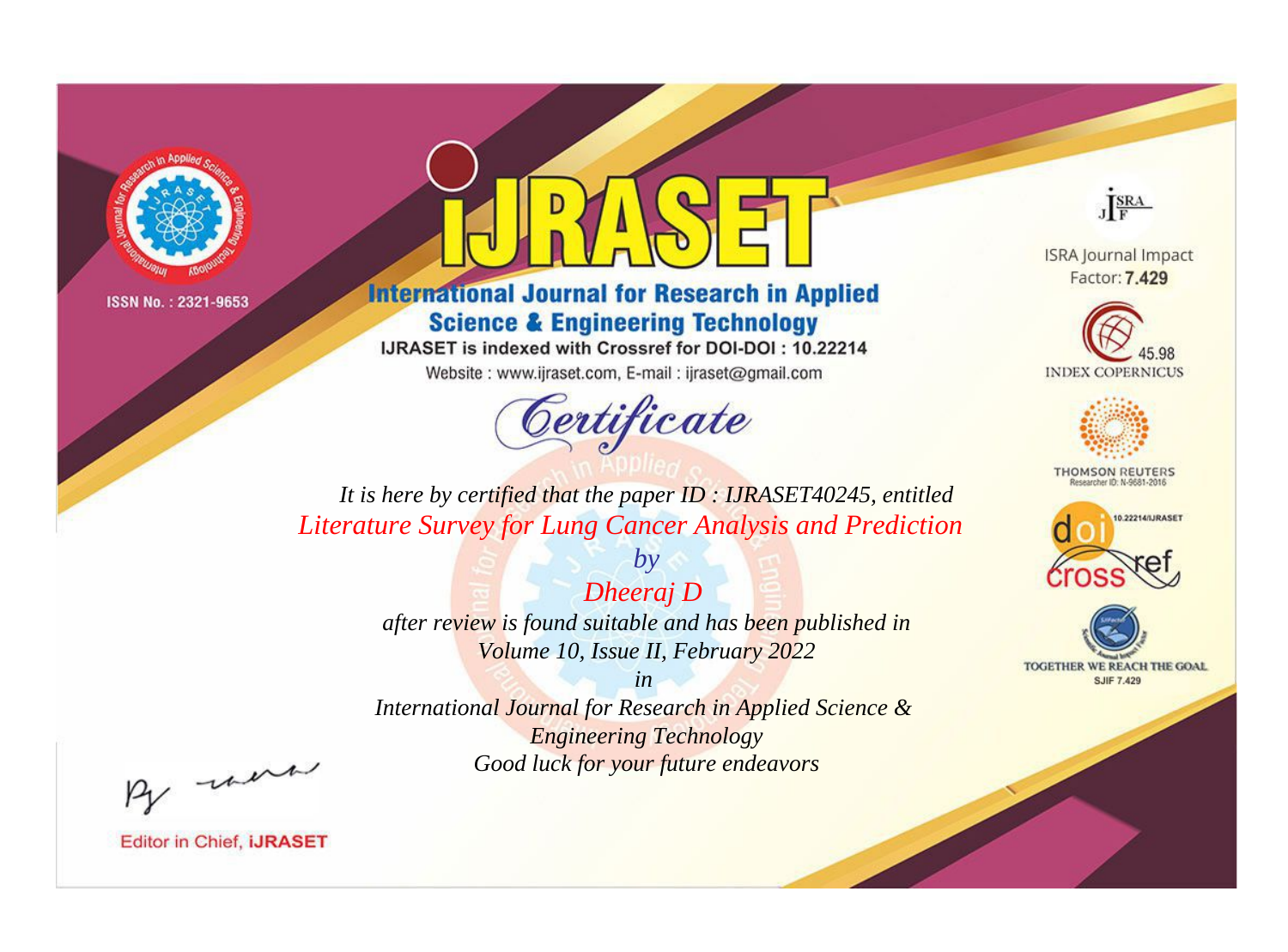ISSN No. : 2321-9653

# iJRASET

## International Journal for Research in Applied Science & Engineering Technology

IJRASET is indexed with Crossref for DOI-DOI : 10.22214

Website : www.ijraset.com, E-mail : ijraset@gmail.com

*Certificate*

*It is here by certified that the paper ID : IJRASET40245, entitled*

*Literature Survey for Lung Cancer Analysis and Prediction*

*by*

*Dheeraj D*

*after review is found suitable and has been published in*

*Volume 10, Issue II, February 2022*

*in*

*International Journal for Research in Applied Science & Engineering Technology*

*Good luck for your future endeavors*

ISRA Journal Impact Factor: **7.429**

45.98 INDEX COPERNICUS

THOMSON REUTERS Researcher ID: N-9681-2016

10.22214/IJRASET

TOGETHER WE REACH THE GOAL SJIF 7.429

Editor in Chief, **iJRASET**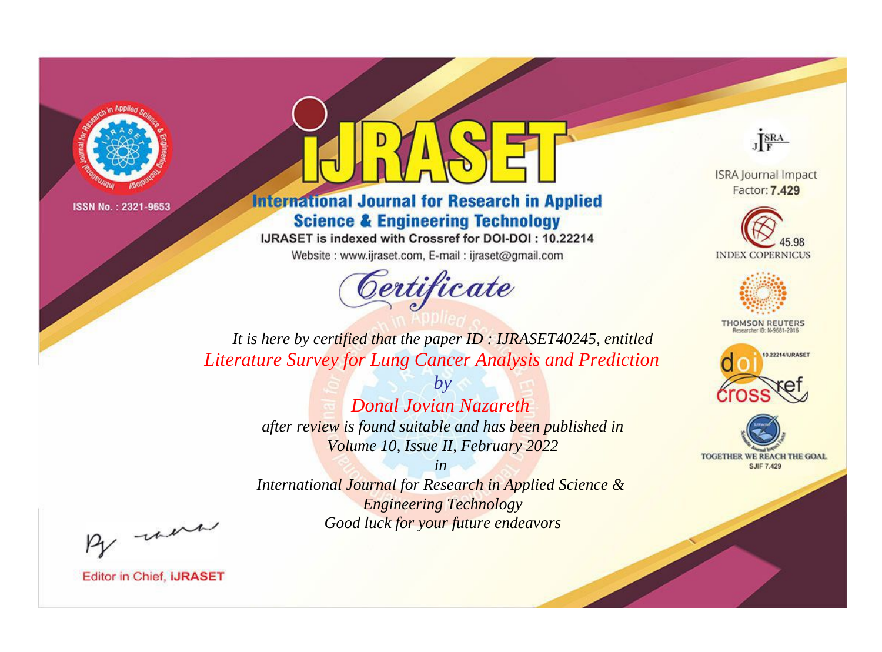ISSN No. : 2321-9653

# iJRASET

## International Journal for Research in Applied Science & Engineering Technology

IJRASET is indexed with Crossref for DOI-DOI : 10.22214

Website : www.ijraset.com, E-mail : ijraset@gmail.com

ISRA Journal Impact Factor: **7.429**

45.98 INDEX COPERNICUS

THOMSON REUTERS Researcher ID: N-9681-2016

10.22214/IJRASET

TOGETHER WE REACH THE GOAL SJIF 7.429

# *Certificate*

*It is here by certified that the paper ID : IJRASET40245, entitled*

*Literature Survey for Lung Cancer Analysis and Prediction*

*by*

*Donal Jovian Nazareth*

*after review is found suitable and has been published in*

*Volume 10, Issue II, February 2022*

*in*

*International Journal for Research in Applied Science & Engineering Technology*

*Good luck for your future endeavors*

Editor in Chief, **iJRASET**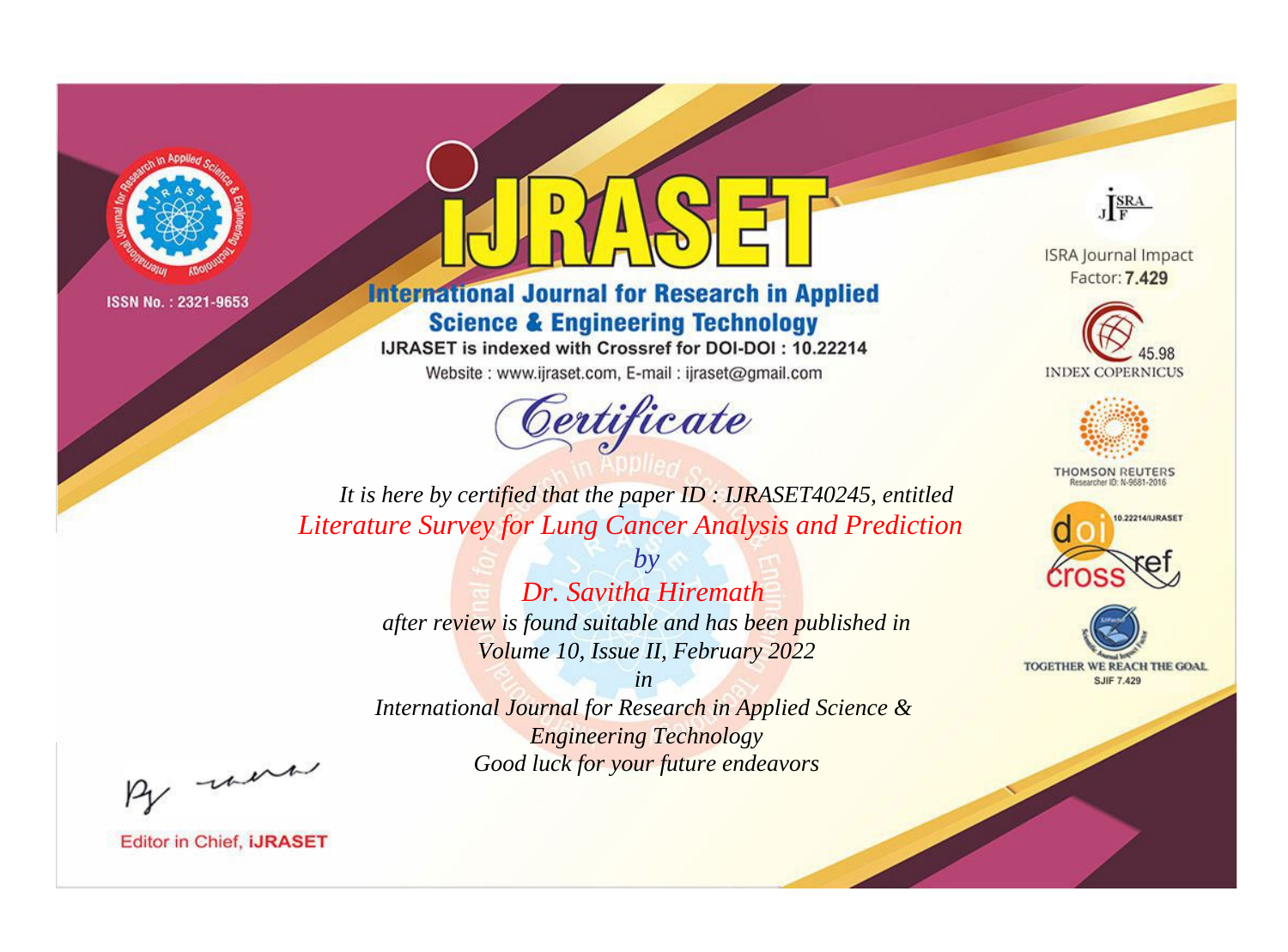ISSN No. : 2321-9653

# iJRASET

## International Journal for Research in Applied Science & Engineering Technology

IJRASET is indexed with Crossref for DOI-DOI : 10.22214

Website : www.ijraset.com, E-mail : ijraset@gmail.com

*Certificate*

*It is here by certified that the paper ID : IJRASET40245, entitled*

*Literature Survey for Lung Cancer Analysis and Prediction*

*by*

*Dr. Savitha Hiremath*

*after review is found suitable and has been published in*

*Volume 10, Issue II, February 2022*

*in*

*International Journal for Research in Applied Science & Engineering Technology*

*Good luck for your future endeavors*

ISRA Journal Impact Factor: **7.429**

45.98 INDEX COPERNICUS

THOMSON REUTERS Researcher ID: N-9681-2016

10.22214/IJRASET

TOGETHER WE REACH THE GOAL SJIF 7.429

Editor in Chief, **iJRASET**